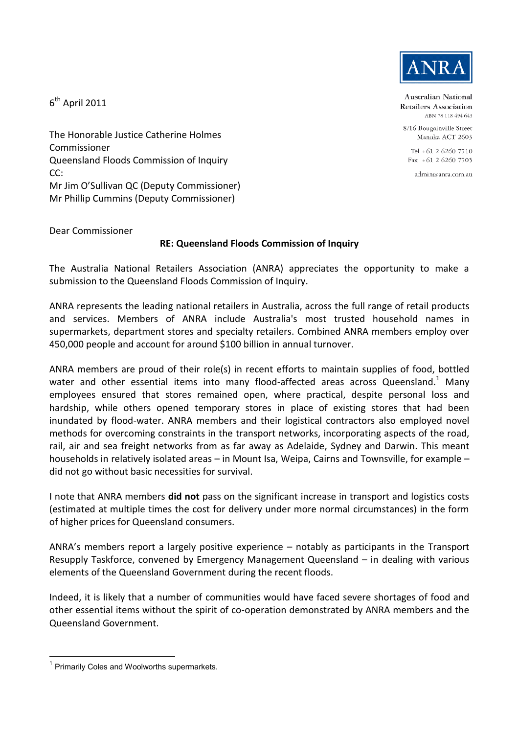ANRA

Australian National Retailers Association
ABN 78 118 494 643

8/16 Bougainville Street
Manuka ACT 2603

Tel +61 2 6260 7710
Fax +61 2 6260 7705

admin@anra.com.au

6th April 2011

The Honorable Justice Catherine Holmes
Commissioner
Queensland Floods Commission of Inquiry
CC:
Mr Jim O'Sullivan QC (Deputy Commissioner)
Mr Phillip Cummins (Deputy Commissioner)

Dear Commissioner

**RE: Queensland Floods Commission of Inquiry**

The Australia National Retailers Association (ANRA) appreciates the opportunity to make a submission to the Queensland Floods Commission of Inquiry.

ANRA represents the leading national retailers in Australia, across the full range of retail products and services. Members of ANRA include Australia's most trusted household names in supermarkets, department stores and specialty retailers. Combined ANRA members employ over 450,000 people and account for around $100 billion in annual turnover.

ANRA members are proud of their role(s) in recent efforts to maintain supplies of food, bottled water and other essential items into many flood-affected areas across Queensland.[1] Many employees ensured that stores remained open, where practical, despite personal loss and hardship, while others opened temporary stores in place of existing stores that had been inundated by flood-water. ANRA members and their logistical contractors also employed novel methods for overcoming constraints in the transport networks, incorporating aspects of the road, rail, air and sea freight networks from as far away as Adelaide, Sydney and Darwin. This meant households in relatively isolated areas – in Mount Isa, Weipa, Cairns and Townsville, for example – did not go without basic necessities for survival.

I note that ANRA members **did not** pass on the significant increase in transport and logistics costs (estimated at multiple times the cost for delivery under more normal circumstances) in the form of higher prices for Queensland consumers.

ANRA's members report a largely positive experience – notably as participants in the Transport Resupply Taskforce, convened by Emergency Management Queensland – in dealing with various elements of the Queensland Government during the recent floods.

Indeed, it is likely that a number of communities would have faced severe shortages of food and other essential items without the spirit of co-operation demonstrated by ANRA members and the Queensland Government.

---

[1] Primarily Coles and Woolworths supermarkets.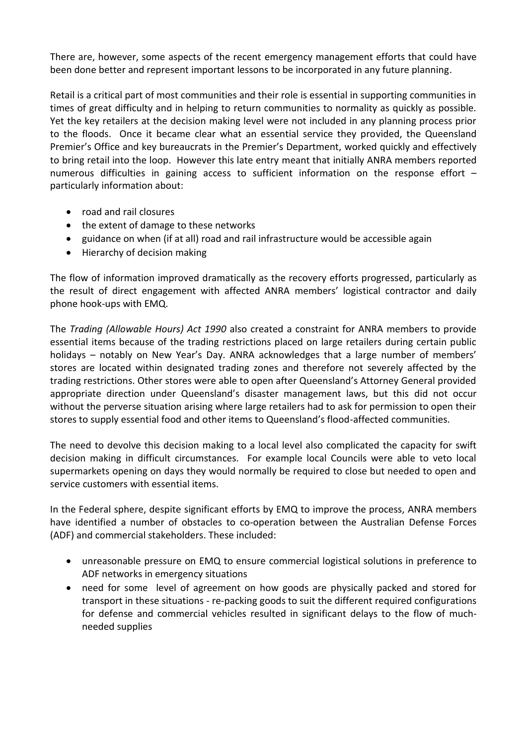There are, however, some aspects of the recent emergency management efforts that could have been done better and represent important lessons to be incorporated in any future planning.

Retail is a critical part of most communities and their role is essential in supporting communities in times of great difficulty and in helping to return communities to normality as quickly as possible. Yet the key retailers at the decision making level were not included in any planning process prior to the floods. Once it became clear what an essential service they provided, the Queensland Premier's Office and key bureaucrats in the Premier's Department, worked quickly and effectively to bring retail into the loop. However this late entry meant that initially ANRA members reported numerous difficulties in gaining access to sufficient information on the response effort – particularly information about:

- road and rail closures
- the extent of damage to these networks
- guidance on when (if at all) road and rail infrastructure would be accessible again
- Hierarchy of decision making

The flow of information improved dramatically as the recovery efforts progressed, particularly as the result of direct engagement with affected ANRA members' logistical contractor and daily phone hook-ups with EMQ.

The *Trading (Allowable Hours) Act 1990* also created a constraint for ANRA members to provide essential items because of the trading restrictions placed on large retailers during certain public holidays – notably on New Year's Day. ANRA acknowledges that a large number of members' stores are located within designated trading zones and therefore not severely affected by the trading restrictions. Other stores were able to open after Queensland's Attorney General provided appropriate direction under Queensland's disaster management laws, but this did not occur without the perverse situation arising where large retailers had to ask for permission to open their stores to supply essential food and other items to Queensland's flood-affected communities.

The need to devolve this decision making to a local level also complicated the capacity for swift decision making in difficult circumstances. For example local Councils were able to veto local supermarkets opening on days they would normally be required to close but needed to open and service customers with essential items.

In the Federal sphere, despite significant efforts by EMQ to improve the process, ANRA members have identified a number of obstacles to co-operation between the Australian Defense Forces (ADF) and commercial stakeholders. These included:

- unreasonable pressure on EMQ to ensure commercial logistical solutions in preference to ADF networks in emergency situations
- need for some level of agreement on how goods are physically packed and stored for transport in these situations - re-packing goods to suit the different required configurations for defense and commercial vehicles resulted in significant delays to the flow of much-needed supplies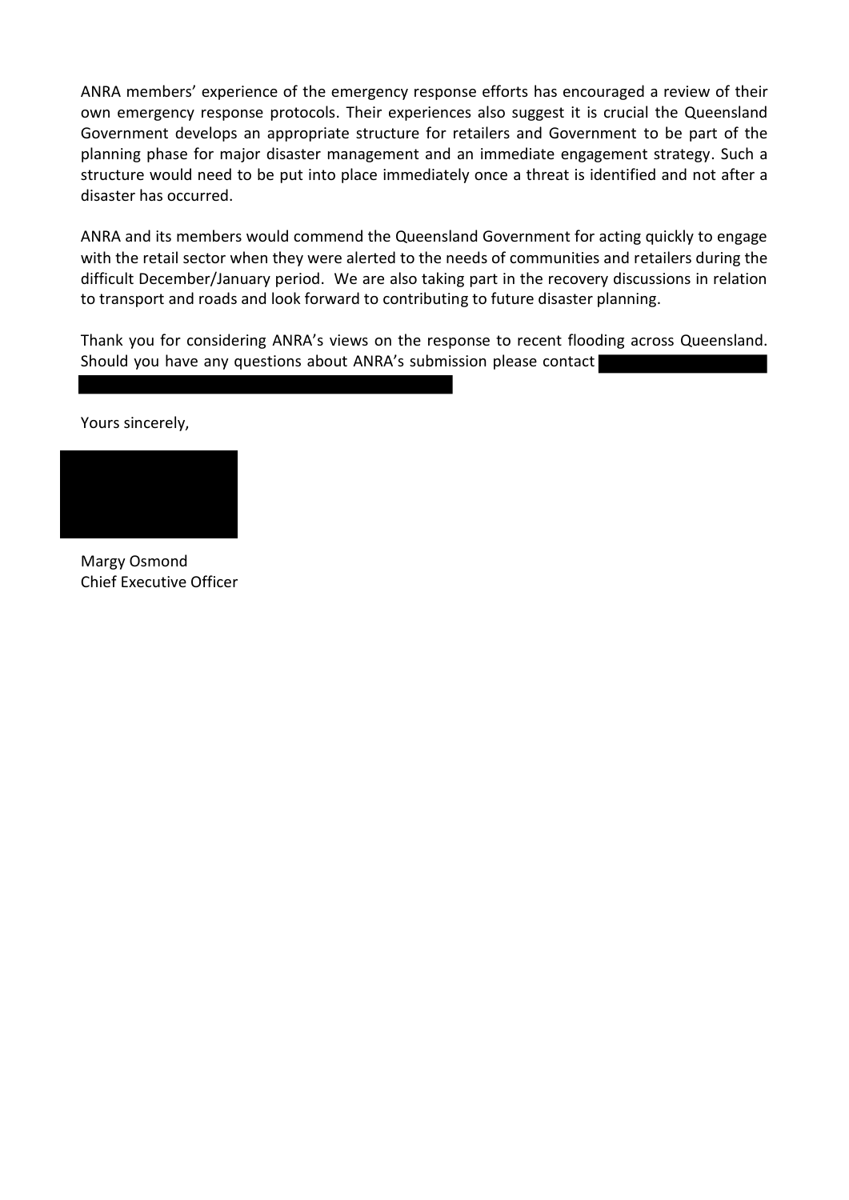ANRA members' experience of the emergency response efforts has encouraged a review of their own emergency response protocols. Their experiences also suggest it is crucial the Queensland Government develops an appropriate structure for retailers and Government to be part of the planning phase for major disaster management and an immediate engagement strategy. Such a structure would need to be put into place immediately once a threat is identified and not after a disaster has occurred.

ANRA and its members would commend the Queensland Government for acting quickly to engage with the retail sector when they were alerted to the needs of communities and retailers during the difficult December/January period. We are also taking part in the recovery discussions in relation to transport and roads and look forward to contributing to future disaster planning.

Thank you for considering ANRA's views on the response to recent flooding across Queensland. Should you have any questions about ANRA's submission please contact

Yours sincerely,

Margy Osmond
Chief Executive Officer